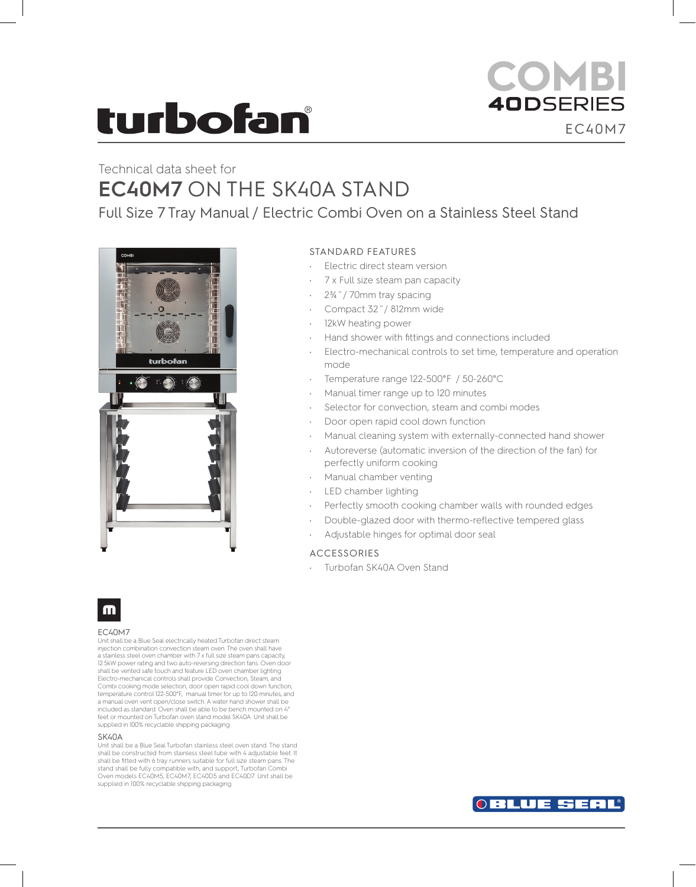# turbofan®

**COMBI 40DSERIES**

EC40M7

Technical data sheet for

## EC40M7 ON THE SK40A STAND

### Full Size 7 Tray Manual / Electric Combi Oven on a Stainless Steel Stand

STANDARD FEATURES

- Electric direct steam version
- 7 x Full size steam pan capacity
- 2¾″ / 70mm tray spacing
- Compact 32″ / 812mm wide
- 12kW heating power
- Hand shower with fittings and connections included
- Electro-mechanical controls to set time, temperature and operation mode
- Temperature range 122-500°F / 50-260°C
- Manual timer range up to 120 minutes
- Selector for convection, steam and combi modes
- Door open rapid cool down function
- Manual cleaning system with externally-connected hand shower
- Autoreverse (automatic inversion of the direction of the fan) for perfectly uniform cooking
- Manual chamber venting
- LED chamber lighting
- Perfectly smooth cooking chamber walls with rounded edges
- Double-glazed door with thermo-reflective tempered glass
- Adjustable hinges for optimal door seal

ACCESSORIES

- Turbofan SK40A Oven Stand

EC40M7

Unit shall be a Blue Seal electrically heated Turbofan direct steam injection combination convection steam oven. The oven shall have a stainless steel oven chamber with 7 x full size steam pans capacity, 12.5kW power rating and two auto-reversing direction fans. Oven door shall be vented safe touch and feature LED oven chamber lighting. Electro-mechanical controls shall provide Convection, Steam, and Combi cooking mode selection, door open rapid cool down function, temperature control 122-500°F, manual timer for up to 120 minutes, and a manual oven vent open/close switch. A water hand shower shall be included as standard. Oven shall be able to be bench mounted on 4″ feet or mounted on Turbofan oven stand model SK40A. Unit shall be supplied in 100% recyclable shipping packaging.

SK40A

Unit shall be a Blue Seal Turbofan stainless steel oven stand. The stand shall be constructed from stainless steel tube with 4 adjustable feet. It shall be fitted with 6 tray runners suitable for full size steam pans. The stand shall be fully compatible with, and support, Turbofan Combi Oven models EC40M5, EC40M7, EC40D5 and EC40D7. Unit shall be supplied in 100% recyclable shipping packaging.

BLUE SEAL®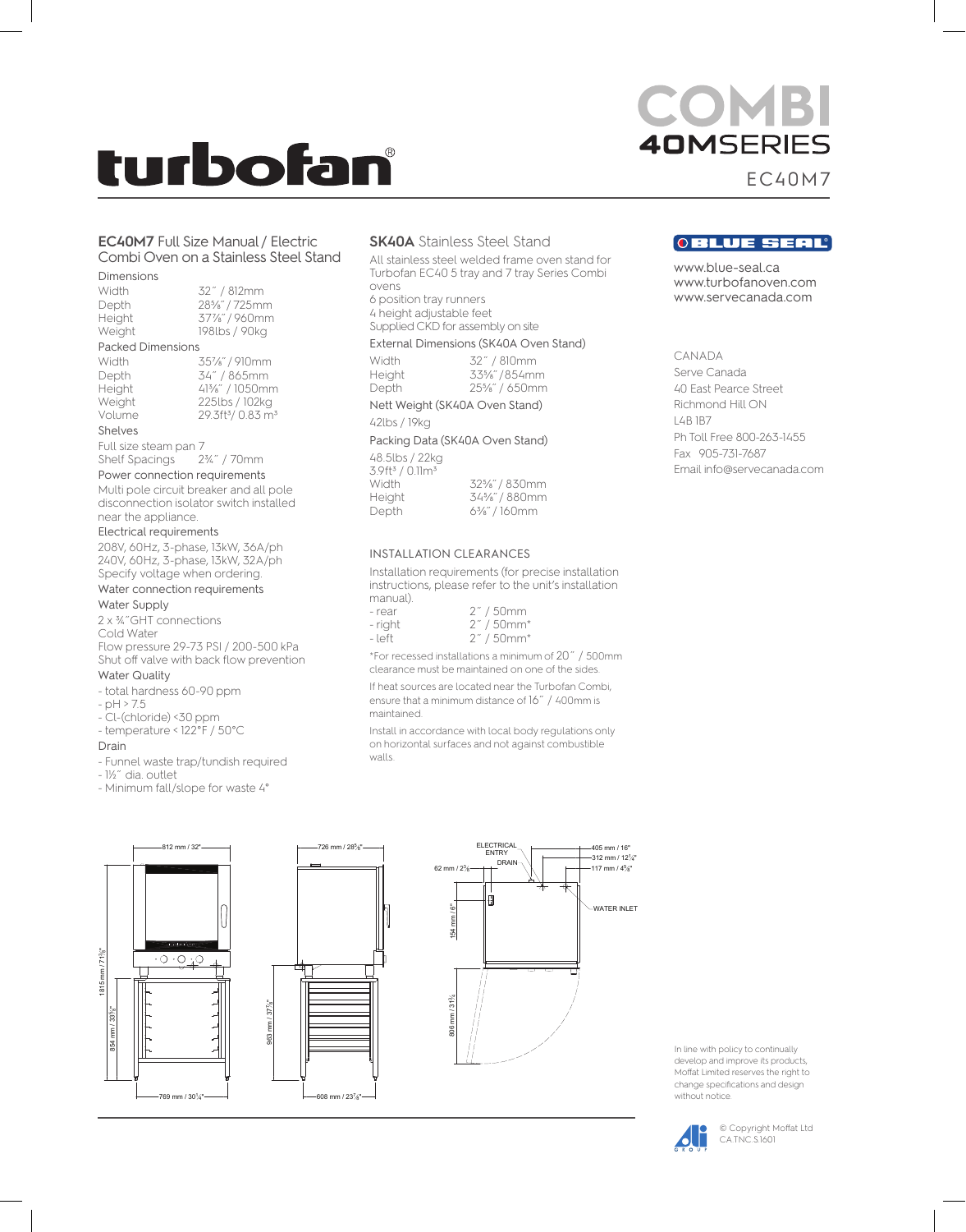# turbofan®

**COMBI**
**40MSERIES**
EC40M7

## EC40M7 Full Size Manual / Electric Combi Oven on a Stainless Steel Stand

### Dimensions

| | |
|---|---|
| Width | 32˝ / 812mm |
| Depth | 28⅝˝ / 725mm |
| Height | 37⅞˝ / 960mm |
| Weight | 198lbs / 90kg |

### Packed Dimensions

| | |
|---|---|
| Width | 35⅞˝ / 910mm |
| Depth | 34˝ / 865mm |
| Height | 41⅜˝ / 1050mm |
| Weight | 225lbs / 102kg |
| Volume | 29.3ft³/ 0.83 m³ |

### Shelves

Full size steam pan 7
Shelf Spacings 2¾˝ / 70mm

### Power connection requirements

Multi pole circuit breaker and all pole disconnection isolator switch installed near the appliance.

### Electrical requirements

208V, 60Hz, 3-phase, 13kW, 36A/ph
240V, 60Hz, 3-phase, 13kW, 32A/ph
Specify voltage when ordering.

### Water connection requirements

#### Water Supply

2 x ¾˝GHT connections
Cold Water
Flow pressure 29-73 PSI / 200-500 kPa
Shut off valve with back flow prevention

#### Water Quality

- total hardness 60-90 ppm
- pH > 7.5
- Cl-(chloride) <30 ppm
- temperature < 122°F / 50°C

#### Drain

- Funnel waste trap/tundish required
- 1½˝ dia. outlet
- Minimum fall/slope for waste 4°

## SK40A Stainless Steel Stand

All stainless steel welded frame oven stand for Turbofan EC40 5 tray and 7 tray Series Combi ovens
6 position tray runners
4 height adjustable feet
Supplied CKD for assembly on site

### External Dimensions (SK40A Oven Stand)

| | |
|---|---|
| Width | 32˝ / 810mm |
| Height | 33⅝˝ / 854mm |
| Depth | 25⅝˝ / 650mm |

### Nett Weight (SK40A Oven Stand)

42lbs / 19kg

### Packing Data (SK40A Oven Stand)

48.5lbs / 22kg
3.9ft³ / 0.11m³

| | |
|---|---|
| Width | 32⅝˝ / 830mm |
| Height | 34⅝˝ / 880mm |
| Depth | 6⅜˝ / 160mm |

### INSTALLATION CLEARANCES

Installation requirements (for precise installation instructions, please refer to the unit's installation manual).

| | |
|---|---|
| - rear | 2˝ / 50mm |
| - right | 2˝ / 50mm* |
| - left | 2˝ / 50mm* |

*For recessed installations a minimum of 20˝ / 500mm clearance must be maintained on one of the sides.

If heat sources are located near the Turbofan Combi, ensure that a minimum distance of 16˝ / 400mm is maintained.

Install in accordance with local body regulations only on horizontal surfaces and not against combustible walls.

BLUE SEAL

www.blue-seal.ca
www.turbofanoven.com
www.servecanada.com

CANADA
Serve Canada
40 East Pearce Street
Richmond Hill ON
L4B 1B7
Ph Toll Free 800-263-1455
Fax 905-731-7687
Email info@servecanada.com

812 mm / 32"
1815 mm / 71½"
854 mm / 33⅝"
769 mm / 30¼"
726 mm / 28⅝"
963 mm / 37⅞"
608 mm / 23⅞"
ELECTRICAL ENTRY
DRAIN
405 mm / 16"
312 mm / 12¼"
117 mm / 4⅝"
62 mm / 2⅜"
154 mm / 6"
WATER INLET
806 mm / 31¾

In line with policy to continually develop and improve its products, Moffat Limited reserves the right to change specifications and design without notice.

© Copyright Moffat Ltd
CA.TNC.S.1601